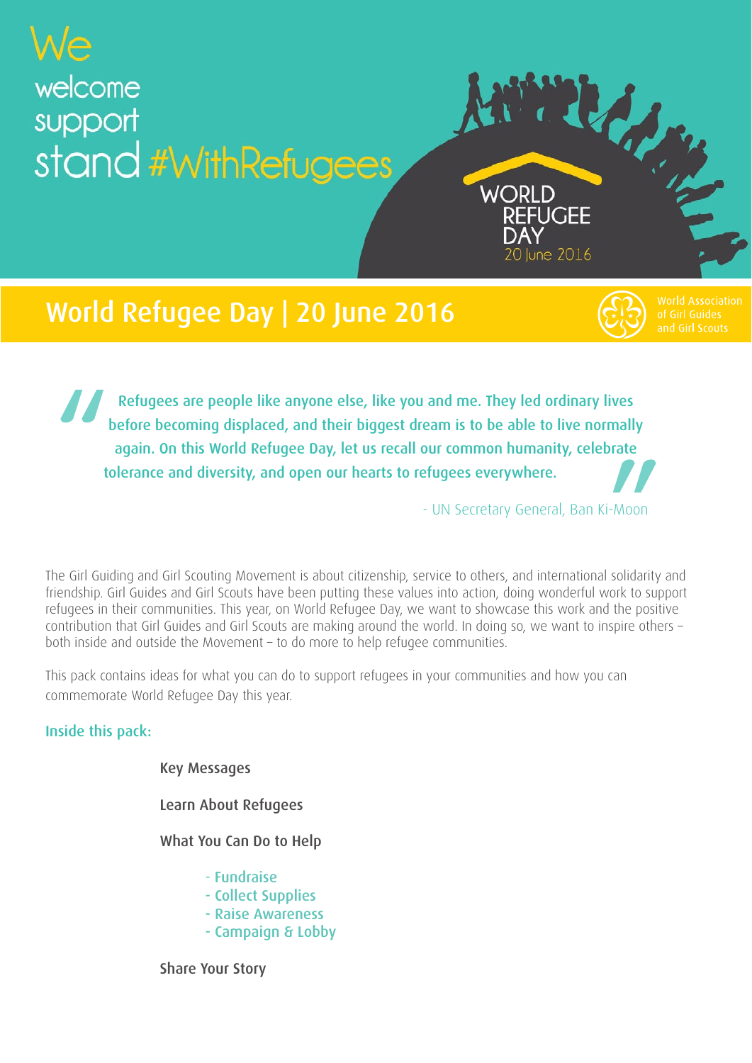We
welcome
support
stand #WithRefugees

WORLD REFUGEE DAY
20 June 2016

# World Refugee Day | 20 June 2016

World Association of Girl Guides and Girl Scouts

> "Refugees are people like anyone else, like you and me. They led ordinary lives before becoming displaced, and their biggest dream is to be able to live normally again. On this World Refugee Day, let us recall our common humanity, celebrate tolerance and diversity, and open our hearts to refugees everywhere."
>
> \- UN Secretary General, Ban Ki-Moon

The Girl Guiding and Girl Scouting Movement is about citizenship, service to others, and international solidarity and friendship. Girl Guides and Girl Scouts have been putting these values into action, doing wonderful work to support refugees in their communities. This year, on World Refugee Day, we want to showcase this work and the positive contribution that Girl Guides and Girl Scouts are making around the world. In doing so, we want to inspire others – both inside and outside the Movement – to do more to help refugee communities.

This pack contains ideas for what you can do to support refugees in your communities and how you can commemorate World Refugee Day this year.

### Inside this pack:

Key Messages

Learn About Refugees

What You Can Do to Help

- Fundraise
- Collect Supplies
- Raise Awareness
- Campaign & Lobby

Share Your Story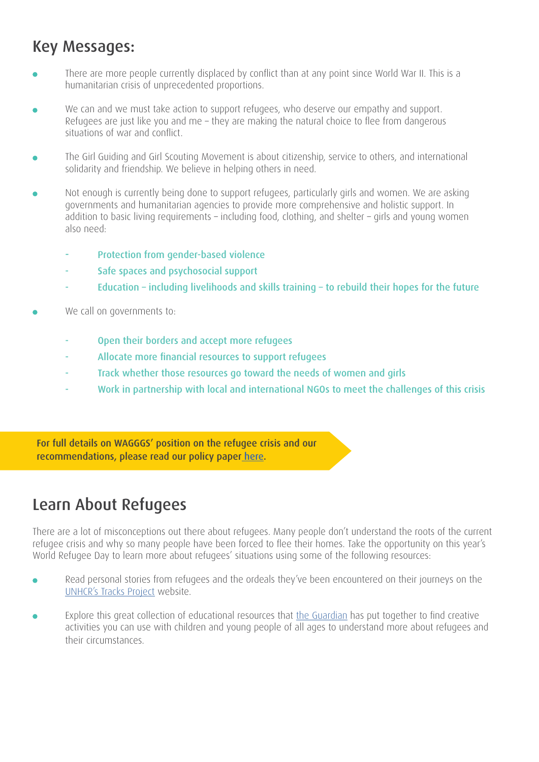## Key Messages:

- There are more people currently displaced by conflict than at any point since World War II. This is a humanitarian crisis of unprecedented proportions.
- We can and we must take action to support refugees, who deserve our empathy and support. Refugees are just like you and me – they are making the natural choice to flee from dangerous situations of war and conflict.
- The Girl Guiding and Girl Scouting Movement is about citizenship, service to others, and international solidarity and friendship. We believe in helping others in need.
- Not enough is currently being done to support refugees, particularly girls and women. We are asking governments and humanitarian agencies to provide more comprehensive and holistic support. In addition to basic living requirements – including food, clothing, and shelter – girls and young women also need:
    - Protection from gender-based violence
    - Safe spaces and psychosocial support
    - Education – including livelihoods and skills training – to rebuild their hopes for the future
- We call on governments to:
    - Open their borders and accept more refugees
    - Allocate more financial resources to support refugees
    - Track whether those resources go toward the needs of women and girls
    - Work in partnership with local and international NGOs to meet the challenges of this crisis

**For full details on WAGGGS' position on the refugee crisis and our recommendations, please read our policy paper here.**

## Learn About Refugees

There are a lot of misconceptions out there about refugees. Many people don't understand the roots of the current refugee crisis and why so many people have been forced to flee their homes. Take the opportunity on this year's World Refugee Day to learn more about refugees' situations using some of the following resources:

- Read personal stories from refugees and the ordeals they've been encountered on their journeys on the UNHCR's Tracks Project website.
- Explore this great collection of educational resources that the Guardian has put together to find creative activities you can use with children and young people of all ages to understand more about refugees and their circumstances.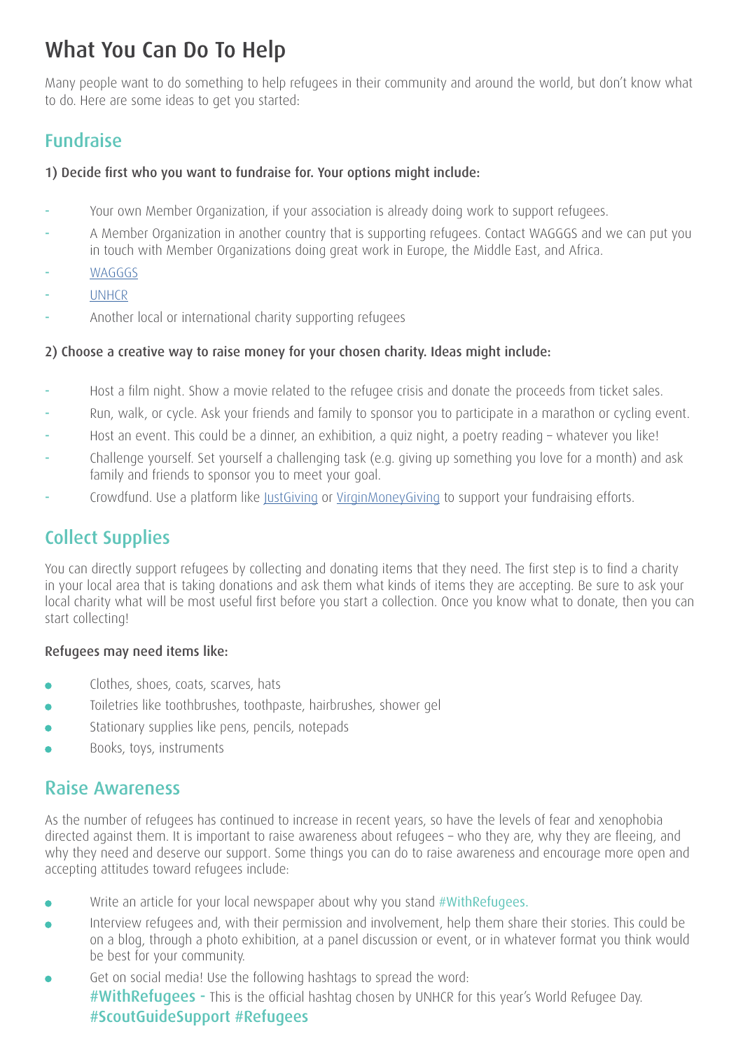# What You Can Do To Help

Many people want to do something to help refugees in their community and around the world, but don't know what to do. Here are some ideas to get you started:

## Fundraise

**1) Decide first who you want to fundraise for. Your options might include:**

- Your own Member Organization, if your association is already doing work to support refugees.
- A Member Organization in another country that is supporting refugees. Contact WAGGGS and we can put you in touch with Member Organizations doing great work in Europe, the Middle East, and Africa.
- WAGGGS
- UNHCR
- Another local or international charity supporting refugees

**2) Choose a creative way to raise money for your chosen charity. Ideas might include:**

- Host a film night. Show a movie related to the refugee crisis and donate the proceeds from ticket sales.
- Run, walk, or cycle. Ask your friends and family to sponsor you to participate in a marathon or cycling event.
- Host an event. This could be a dinner, an exhibition, a quiz night, a poetry reading – whatever you like!
- Challenge yourself. Set yourself a challenging task (e.g. giving up something you love for a month) and ask family and friends to sponsor you to meet your goal.
- Crowdfund. Use a platform like JustGiving or VirginMoneyGiving to support your fundraising efforts.

## Collect Supplies

You can directly support refugees by collecting and donating items that they need. The first step is to find a charity in your local area that is taking donations and ask them what kinds of items they are accepting. Be sure to ask your local charity what will be most useful first before you start a collection. Once you know what to donate, then you can start collecting!

**Refugees may need items like:**

- Clothes, shoes, coats, scarves, hats
- Toiletries like toothbrushes, toothpaste, hairbrushes, shower gel
- Stationary supplies like pens, pencils, notepads
- Books, toys, instruments

## Raise Awareness

As the number of refugees has continued to increase in recent years, so have the levels of fear and xenophobia directed against them. It is important to raise awareness about refugees – who they are, why they are fleeing, and why they need and deserve our support. Some things you can do to raise awareness and encourage more open and accepting attitudes toward refugees include:

- Write an article for your local newspaper about why you stand #WithRefugees.
- Interview refugees and, with their permission and involvement, help them share their stories. This could be on a blog, through a photo exhibition, at a panel discussion or event, or in whatever format you think would be best for your community.
- Get on social media! Use the following hashtags to spread the word:
  **#WithRefugees** - This is the official hashtag chosen by UNHCR for this year's World Refugee Day.
  **#ScoutGuideSupport #Refugees**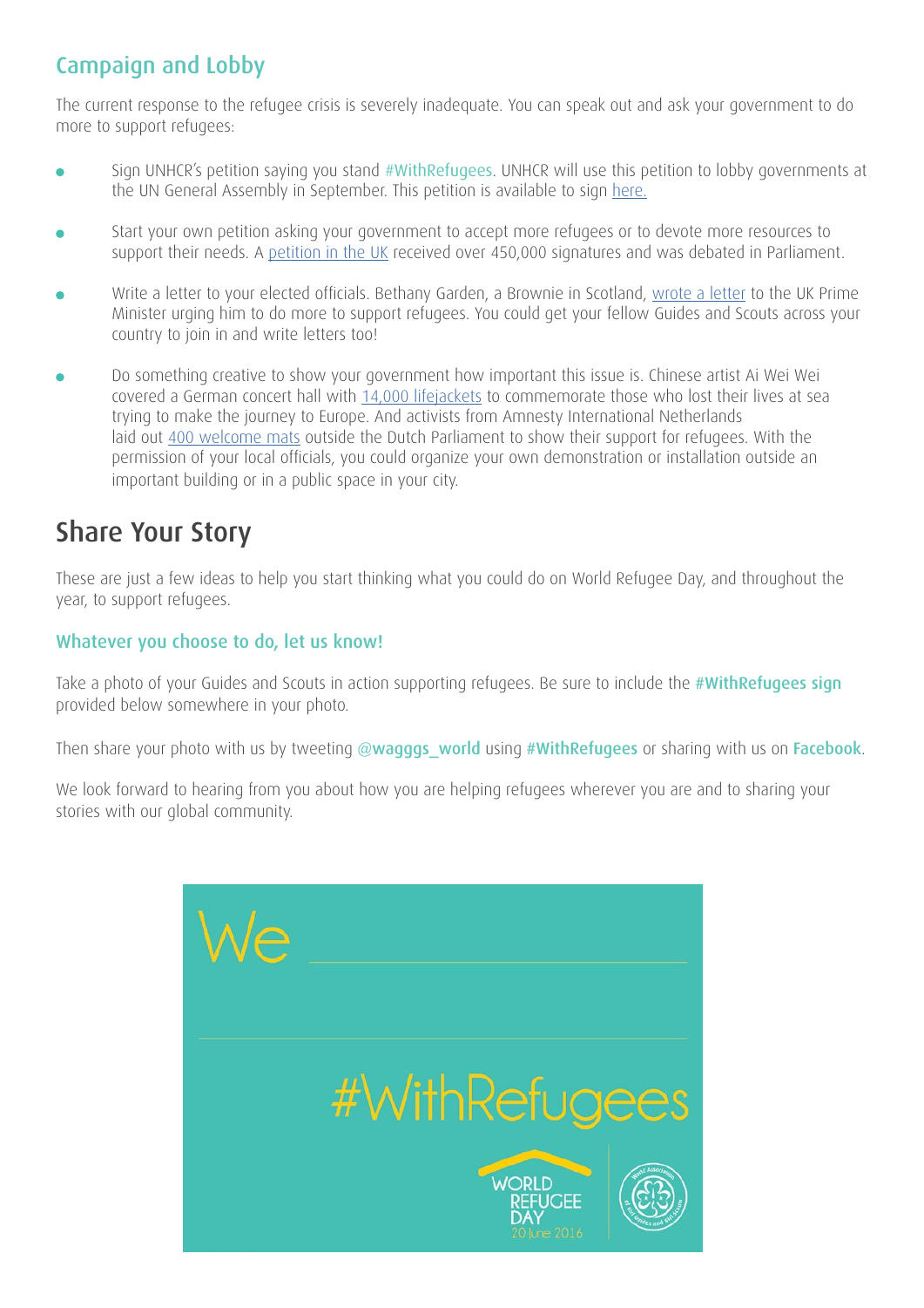## Campaign and Lobby

The current response to the refugee crisis is severely inadequate. You can speak out and ask your government to do more to support refugees:

- Sign UNHCR's petition saying you stand #WithRefugees. UNHCR will use this petition to lobby governments at the UN General Assembly in September. This petition is available to sign here.
- Start your own petition asking your government to accept more refugees or to devote more resources to support their needs. A petition in the UK received over 450,000 signatures and was debated in Parliament.
- Write a letter to your elected officials. Bethany Garden, a Brownie in Scotland, wrote a letter to the UK Prime Minister urging him to do more to support refugees. You could get your fellow Guides and Scouts across your country to join in and write letters too!
- Do something creative to show your government how important this issue is. Chinese artist Ai Wei Wei covered a German concert hall with 14,000 lifejackets to commemorate those who lost their lives at sea trying to make the journey to Europe. And activists from Amnesty International Netherlands laid out 400 welcome mats outside the Dutch Parliament to show their support for refugees. With the permission of your local officials, you could organize your own demonstration or installation outside an important building or in a public space in your city.

# Share Your Story

These are just a few ideas to help you start thinking what you could do on World Refugee Day, and throughout the year, to support refugees.

### Whatever you choose to do, let us know!

Take a photo of your Guides and Scouts in action supporting refugees. Be sure to include the **#WithRefugees sign** provided below somewhere in your photo.

Then share your photo with us by tweeting **@wagggs_world** using **#WithRefugees** or sharing with us on **Facebook**.

We look forward to hearing from you about how you are helping refugees wherever you are and to sharing your stories with our global community.

We ______________________

______________________

#WithRefugees

WORLD REFUGEE DAY 20 June 2016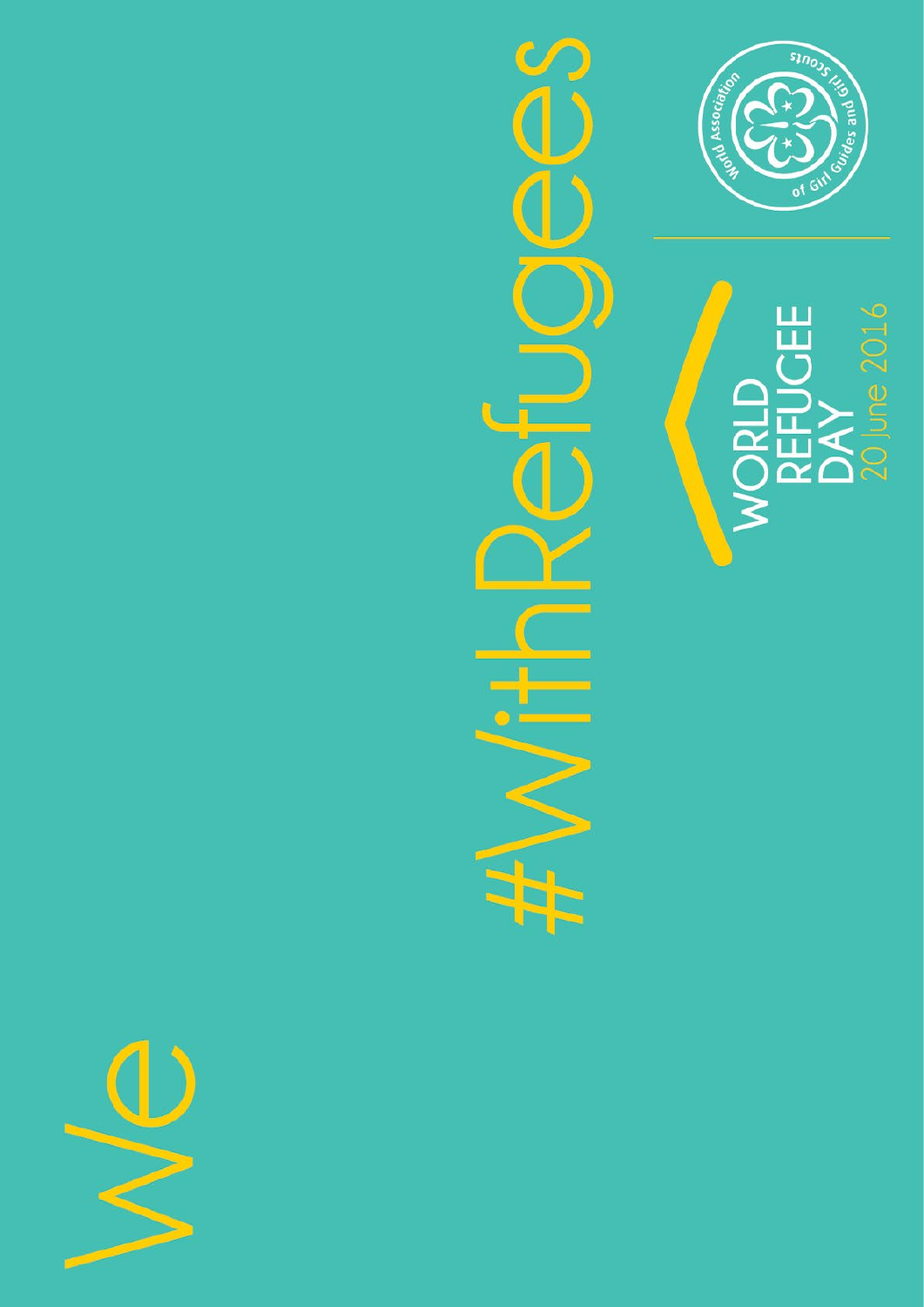We

#WithRefugees

WORLD REFUGEE DAY 20 June 2016

World Association of Girl Guides and Girl Scouts